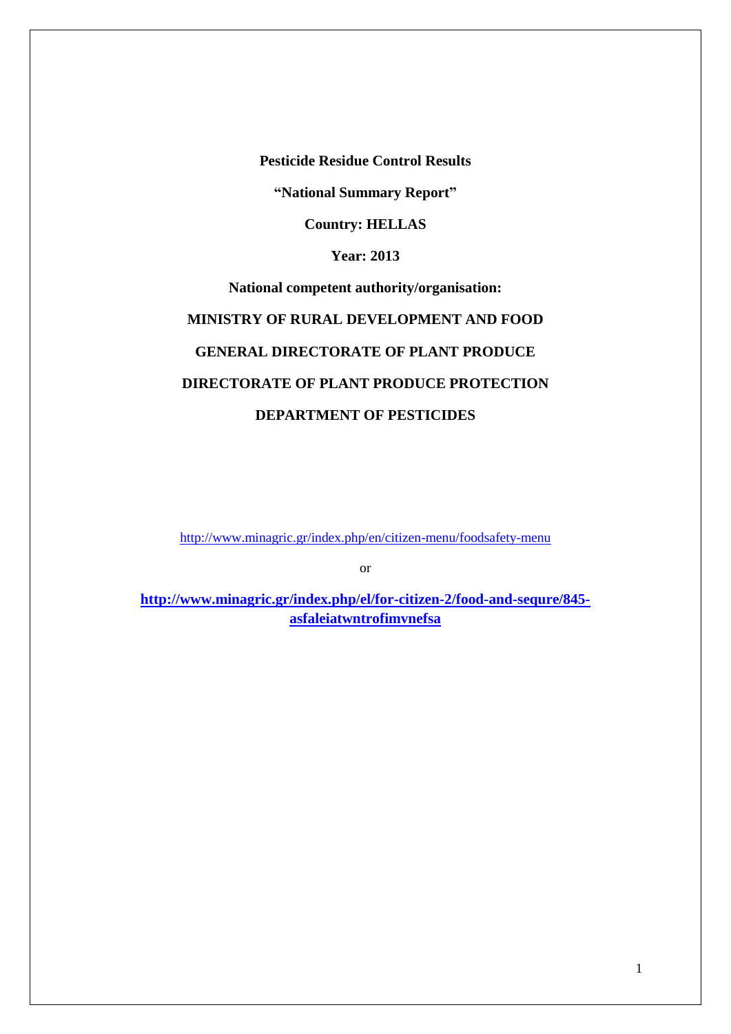**Pesticide Residue Control Results**

**"National Summary Report"**

**Country: HELLAS**

**Year: 2013**

**National competent authority/organisation:**

**MINISTRY OF RURAL DEVELOPMENT AND FOOD**

**GENERAL DIRECTORATE OF PLANT PRODUCE**

**DIRECTORATE OF PLANT PRODUCE PROTECTION**

**DEPARTMENT OF PESTICIDES**

http://www.minagric.gr/index.php/en/citizen-menu/foodsafety-menu

or

**http://www.minagric.gr/index.php/el/for-citizen-2/food-and-sequre/845-asfaleiatwntrofimvnefsa**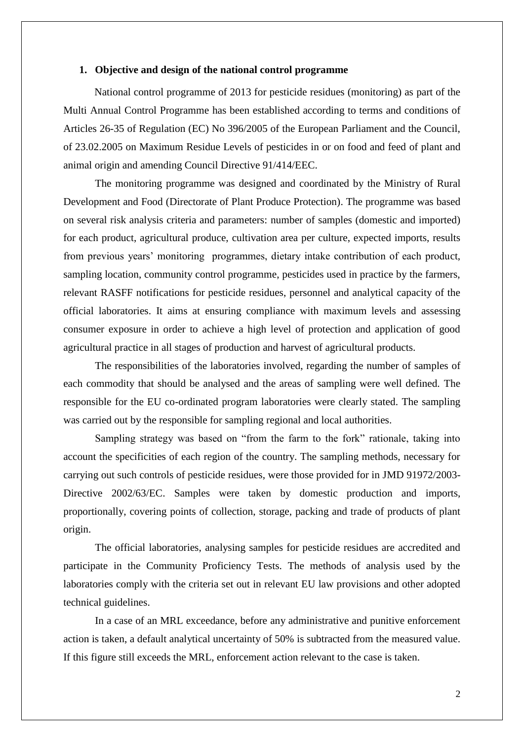## 1. Objective and design of the national control programme

National control programme of 2013 for pesticide residues (monitoring) as part of the Multi Annual Control Programme has been established according to terms and conditions of Articles 26-35 of Regulation (EC) No 396/2005 of the European Parliament and the Council, of 23.02.2005 on Maximum Residue Levels of pesticides in or on food and feed of plant and animal origin and amending Council Directive 91/414/EEC.

The monitoring programme was designed and coordinated by the Ministry of Rural Development and Food (Directorate of Plant Produce Protection). The programme was based on several risk analysis criteria and parameters: number of samples (domestic and imported) for each product, agricultural produce, cultivation area per culture, expected imports, results from previous years' monitoring programmes, dietary intake contribution of each product, sampling location, community control programme, pesticides used in practice by the farmers, relevant RASFF notifications for pesticide residues, personnel and analytical capacity of the official laboratories. It aims at ensuring compliance with maximum levels and assessing consumer exposure in order to achieve a high level of protection and application of good agricultural practice in all stages of production and harvest of agricultural products.

The responsibilities of the laboratories involved, regarding the number of samples of each commodity that should be analysed and the areas of sampling were well defined. The responsible for the EU co-ordinated program laboratories were clearly stated. The sampling was carried out by the responsible for sampling regional and local authorities.

Sampling strategy was based on "from the farm to the fork" rationale, taking into account the specificities of each region of the country. The sampling methods, necessary for carrying out such controls of pesticide residues, were those provided for in JMD 91972/2003-Directive 2002/63/EC. Samples were taken by domestic production and imports, proportionally, covering points of collection, storage, packing and trade of products of plant origin.

The official laboratories, analysing samples for pesticide residues are accredited and participate in the Community Proficiency Tests. The methods of analysis used by the laboratories comply with the criteria set out in relevant EU law provisions and other adopted technical guidelines.

In a case of an MRL exceedance, before any administrative and punitive enforcement action is taken, a default analytical uncertainty of 50% is subtracted from the measured value. If this figure still exceeds the MRL, enforcement action relevant to the case is taken.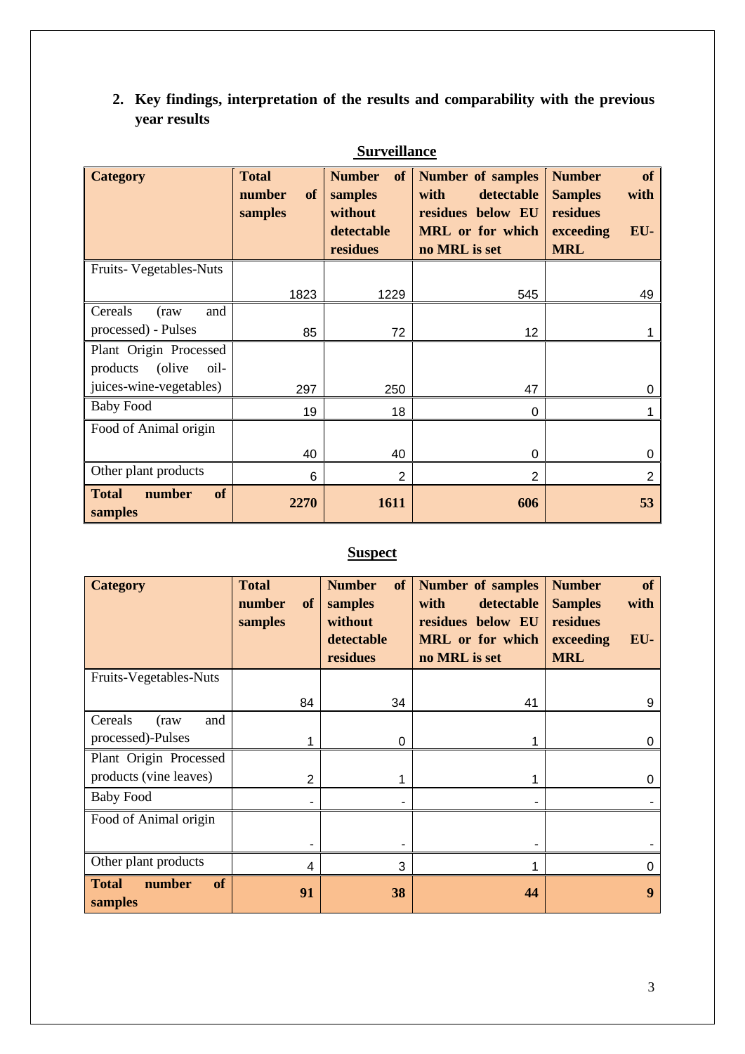## 2. Key findings, interpretation of the results and comparability with the previous year results

**Surveillance**

| Category | Total number of samples | Number of samples without detectable residues | Number of samples with detectable residues below EU MRL or for which no MRL is set | Number of Samples with residues exceeding EU-MRL |
|---|---|---|---|---|
| Fruits- Vegetables-Nuts | 1823 | 1229 | 545 | 49 |
| Cereals (raw and processed) - Pulses | 85 | 72 | 12 | 1 |
| Plant Origin Processed products (olive oil-juices-wine-vegetables) | 297 | 250 | 47 | 0 |
| Baby Food | 19 | 18 | 0 | 1 |
| Food of Animal origin | 40 | 40 | 0 | 0 |
| Other plant products | 6 | 2 | 2 | 2 |
| **Total number of samples** | **2270** | **1611** | **606** | **53** |

**Suspect**

| Category | Total number of samples | Number of samples without detectable residues | Number of samples with detectable residues below EU MRL or for which no MRL is set | Number of Samples with residues exceeding EU-MRL |
|---|---|---|---|---|
| Fruits-Vegetables-Nuts | 84 | 34 | 41 | 9 |
| Cereals (raw and processed)-Pulses | 1 | 0 | 1 | 0 |
| Plant Origin Processed products (vine leaves) | 2 | 1 | 1 | 0 |
| Baby Food | - | - | - | - |
| Food of Animal origin | - | - | - | - |
| Other plant products | 4 | 3 | 1 | 0 |
| **Total number of samples** | **91** | **38** | **44** | **9** |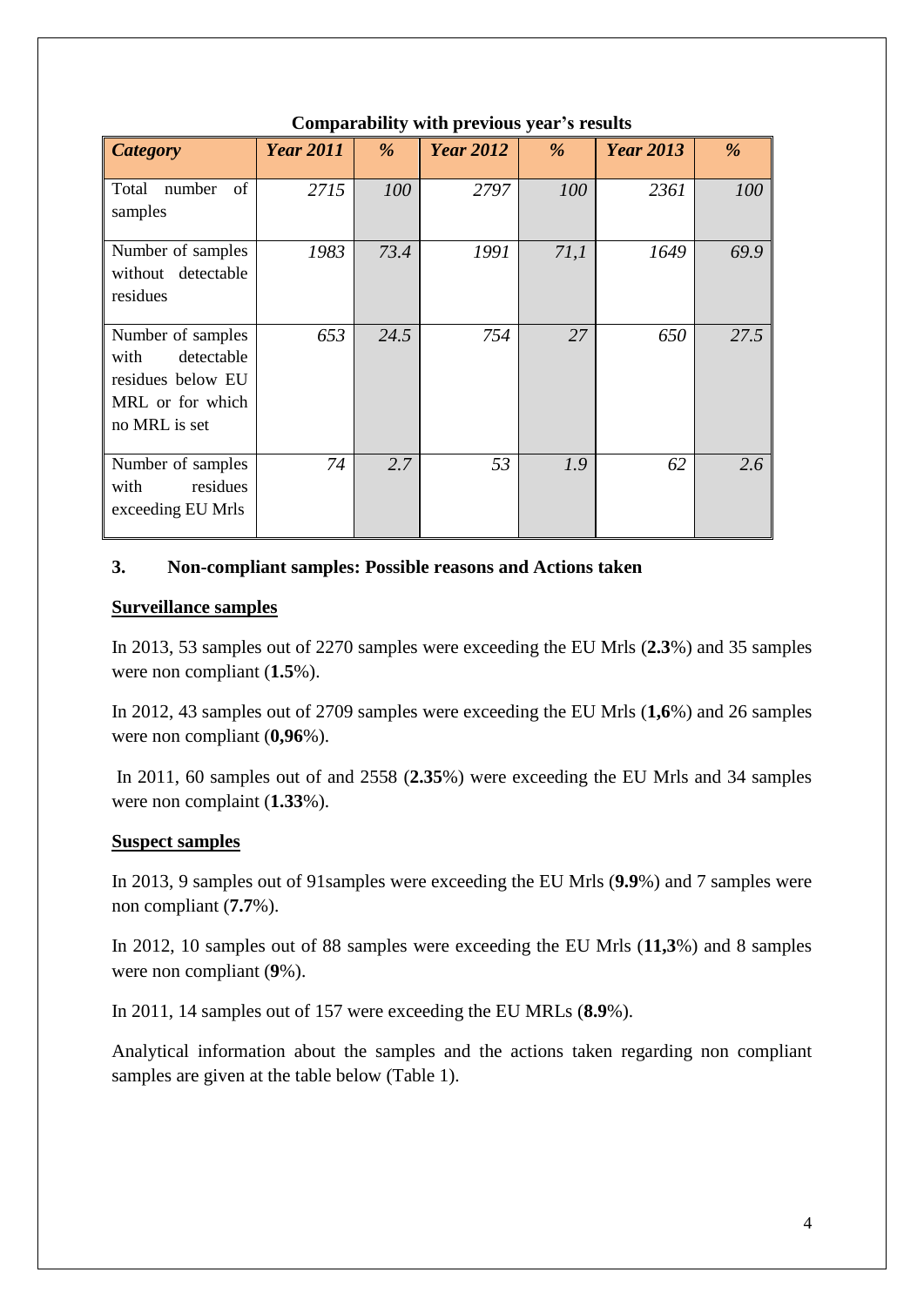**Comparability with previous year's results**

| *Category* | *Year 2011* | *%* | *Year 2012* | *%* | *Year 2013* | *%* |
|---|---|---|---|---|---|---|
| Total number of samples | *2715* | *100* | *2797* | *100* | *2361* | *100* |
| Number of samples without detectable residues | *1983* | *73.4* | *1991* | *71,1* | *1649* | *69.9* |
| Number of samples with detectable residues below EU MRL or for which no MRL is set | *653* | *24.5* | *754* | *27* | *650* | *27.5* |
| Number of samples with residues exceeding EU Mrls | *74* | *2.7* | *53* | *1.9* | *62* | *2.6* |

### 3. Non-compliant samples: Possible reasons and Actions taken

**Surveillance samples**

In 2013, 53 samples out of 2270 samples were exceeding the EU Mrls (**2.3**%) and 35 samples were non compliant (**1.5**%).

In 2012, 43 samples out of 2709 samples were exceeding the EU Mrls (**1,6**%) and 26 samples were non compliant (**0,96**%).

In 2011, 60 samples out of and 2558 (**2.35**%) were exceeding the EU Mrls and 34 samples were non complaint (**1.33**%).

**Suspect samples**

In 2013, 9 samples out of 91samples were exceeding the EU Mrls (**9.9**%) and 7 samples were non compliant (**7.7**%).

In 2012, 10 samples out of 88 samples were exceeding the EU Mrls (**11,3**%) and 8 samples were non compliant (**9**%).

In 2011, 14 samples out of 157 were exceeding the EU MRLs (**8.9**%).

Analytical information about the samples and the actions taken regarding non compliant samples are given at the table below (Table 1).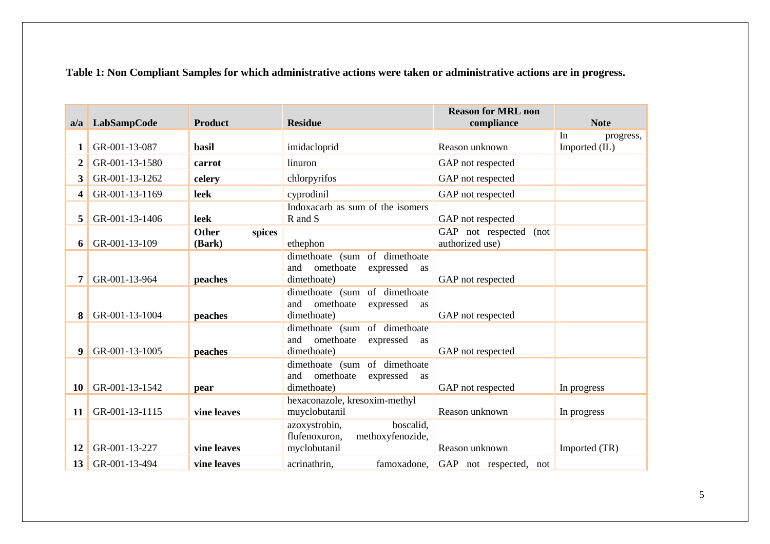**Table 1: Non Compliant Samples for which administrative actions were taken or administrative actions are in progress.**

| a/a | LabSampCode | Product | Residue | Reason for MRL non compliance | Note |
|---|---|---|---|---|---|
| 1 | GR-001-13-087 | **basil** | imidacloprid | Reason unknown | In progress, Imported (IL) |
| 2 | GR-001-13-1580 | **carrot** | linuron | GAP not respected | |
| 3 | GR-001-13-1262 | **celery** | chlorpyrifos | GAP not respected | |
| 4 | GR-001-13-1169 | **leek** | cyprodinil | GAP not respected | |
| 5 | GR-001-13-1406 | **leek** | Indoxacarb as sum of the isomers R and S | GAP not respected | |
| 6 | GR-001-13-109 | **Other spices (Bark)** | ethephon | GAP not respected (not authorized use) | |
| 7 | GR-001-13-964 | **peaches** | dimethoate (sum of dimethoate and omethoate expressed as dimethoate) | GAP not respected | |
| 8 | GR-001-13-1004 | **peaches** | dimethoate (sum of dimethoate and omethoate expressed as dimethoate) | GAP not respected | |
| 9 | GR-001-13-1005 | **peaches** | dimethoate (sum of dimethoate and omethoate expressed as dimethoate) | GAP not respected | |
| 10 | GR-001-13-1542 | **pear** | dimethoate (sum of dimethoate and omethoate expressed as dimethoate) | GAP not respected | In progress |
| 11 | GR-001-13-1115 | **vine leaves** | hexaconazole, kresoxim-methyl muyclobutanil | Reason unknown | In progress |
| 12 | GR-001-13-227 | **vine leaves** | azoxystrobin, boscalid, flufenoxuron, methoxyfenozide, myclobutanil | Reason unknown | Imported (TR) |
| 13 | GR-001-13-494 | **vine leaves** | acrinathrin, famoxadone, | GAP not respected, not | |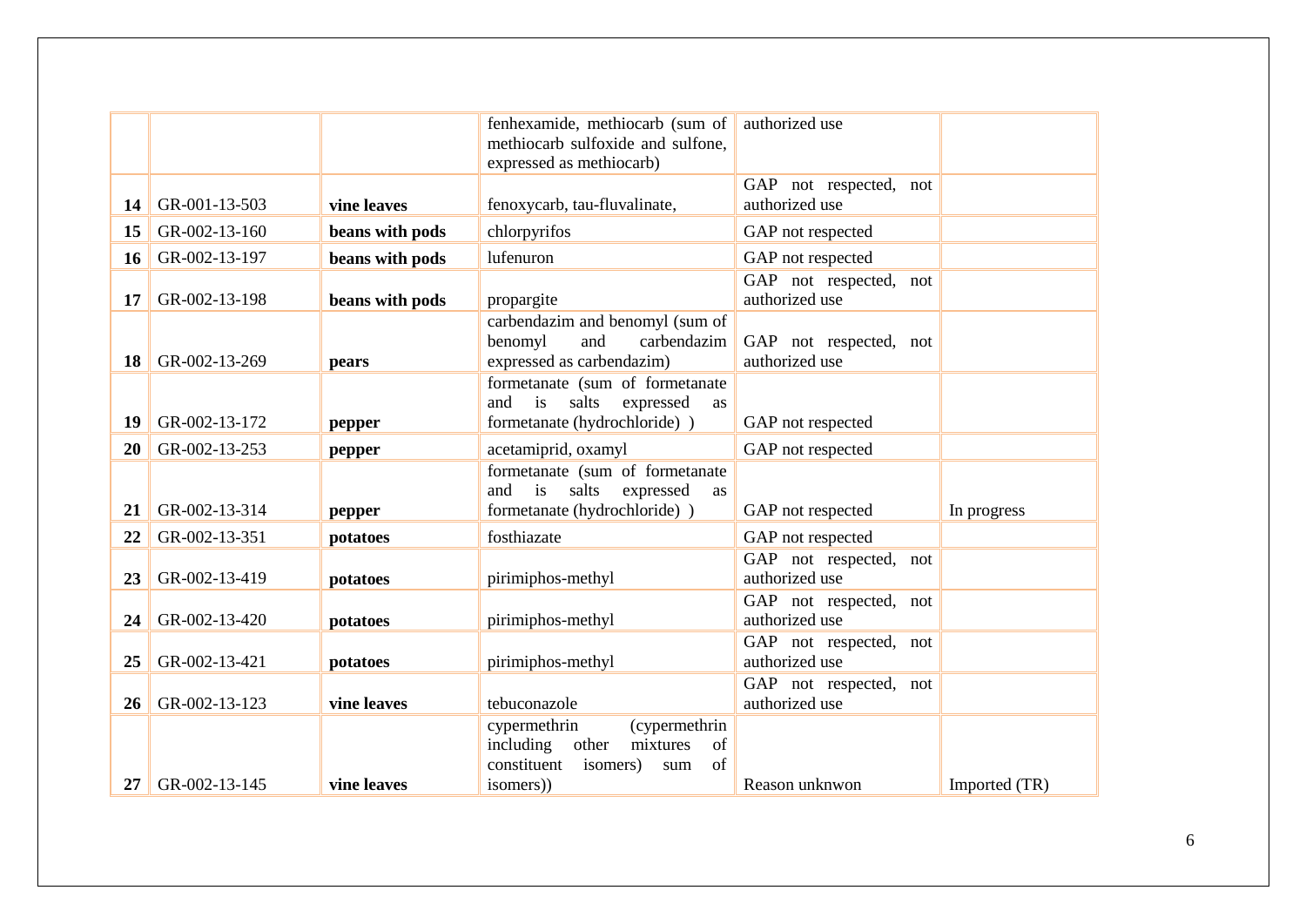| | | | | | |
|---|---|---|---|---|---|
| | | | fenhexamide, methiocarb (sum of methiocarb sulfoxide and sulfone, expressed as methiocarb) | authorized use | |
| **14** | GR-001-13-503 | **vine leaves** | fenoxycarb, tau-fluvalinate, | GAP not respected, not authorized use | |
| **15** | GR-002-13-160 | **beans with pods** | chlorpyrifos | GAP not respected | |
| **16** | GR-002-13-197 | **beans with pods** | lufenuron | GAP not respected | |
| **17** | GR-002-13-198 | **beans with pods** | propargite | GAP not respected, not authorized use | |
| **18** | GR-002-13-269 | **pears** | carbendazim and benomyl (sum of benomyl and carbendazim expressed as carbendazim) | GAP not respected, not authorized use | |
| **19** | GR-002-13-172 | **pepper** | formetanate (sum of formetanate and is salts expressed as formetanate (hydrochloride) ) | GAP not respected | |
| **20** | GR-002-13-253 | **pepper** | acetamiprid, oxamyl | GAP not respected | |
| **21** | GR-002-13-314 | **pepper** | formetanate (sum of formetanate and is salts expressed as formetanate (hydrochloride) ) | GAP not respected | In progress |
| **22** | GR-002-13-351 | **potatoes** | fosthiazate | GAP not respected | |
| **23** | GR-002-13-419 | **potatoes** | pirimiphos-methyl | GAP not respected, not authorized use | |
| **24** | GR-002-13-420 | **potatoes** | pirimiphos-methyl | GAP not respected, not authorized use | |
| **25** | GR-002-13-421 | **potatoes** | pirimiphos-methyl | GAP not respected, not authorized use | |
| **26** | GR-002-13-123 | **vine leaves** | tebuconazole | GAP not respected, not authorized use | |
| **27** | GR-002-13-145 | **vine leaves** | cypermethrin (cypermethrin including other mixtures of constituent isomers) sum of isomers)) | Reason unknwon | Imported (TR) |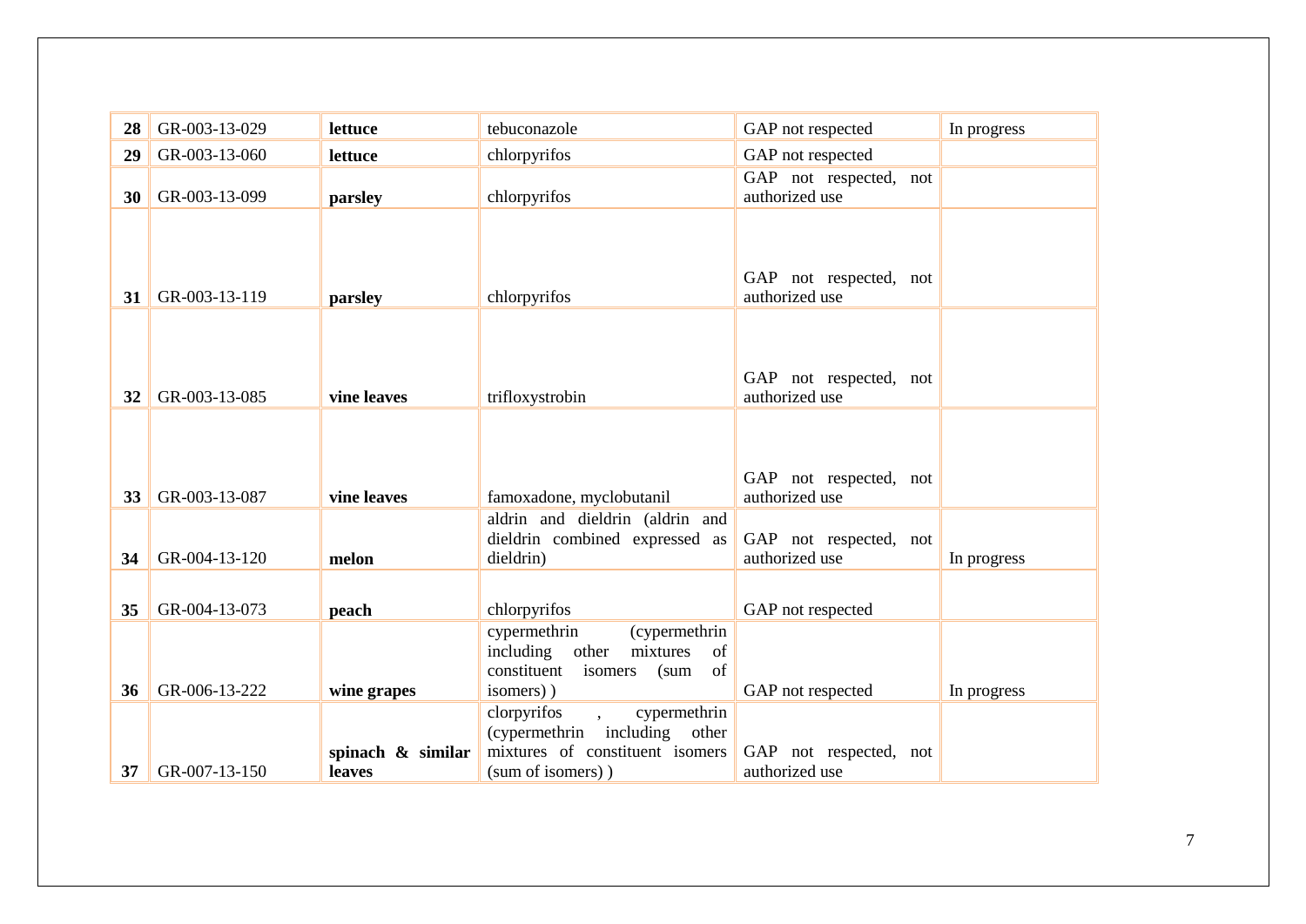| 28 | GR-003-13-029 | **lettuce** | tebuconazole | GAP not respected | In progress |
|---|---|---|---|---|---|
| 29 | GR-003-13-060 | **lettuce** | chlorpyrifos | GAP not respected | |
| 30 | GR-003-13-099 | **parsley** | chlorpyrifos | GAP not respected, not authorized use | |
| 31 | GR-003-13-119 | **parsley** | chlorpyrifos | GAP not respected, not authorized use | |
| 32 | GR-003-13-085 | **vine leaves** | trifloxystrobin | GAP not respected, not authorized use | |
| 33 | GR-003-13-087 | **vine leaves** | famoxadone, myclobutanil | GAP not respected, not authorized use | |
| 34 | GR-004-13-120 | **melon** | aldrin and dieldrin (aldrin and dieldrin combined expressed as dieldrin) | GAP not respected, not authorized use | In progress |
| 35 | GR-004-13-073 | **peach** | chlorpyrifos | GAP not respected | |
| 36 | GR-006-13-222 | **wine grapes** | cypermethrin (cypermethrin including other mixtures of constituent isomers (sum of isomers) ) | GAP not respected | In progress |
| 37 | GR-007-13-150 | **spinach & similar leaves** | clorpyrifos , cypermethrin (cypermethrin including other mixtures of constituent isomers (sum of isomers) ) | GAP not respected, not authorized use | |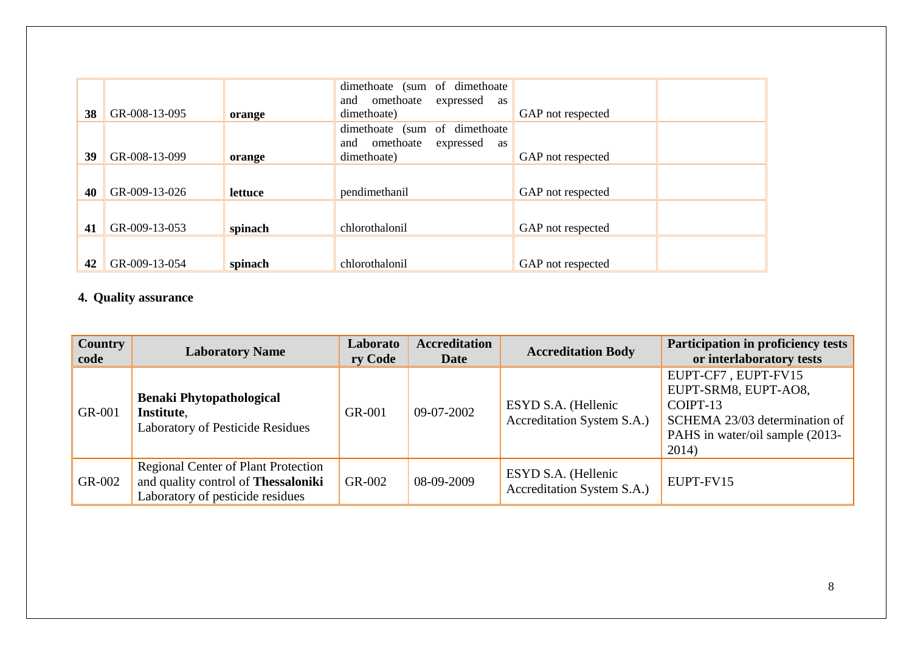| | | | | | |
|---|---|---|---|---|---|
| **38** | GR-008-13-095 | **orange** | dimethoate (sum of dimethoate and omethoate expressed as dimethoate) | GAP not respected | |
| **39** | GR-008-13-099 | **orange** | dimethoate (sum of dimethoate and omethoate expressed as dimethoate) | GAP not respected | |
| **40** | GR-009-13-026 | **lettuce** | pendimethanil | GAP not respected | |
| **41** | GR-009-13-053 | **spinach** | chlorothalonil | GAP not respected | |
| **42** | GR-009-13-054 | **spinach** | chlorothalonil | GAP not respected | |

## 4. Quality assurance

| Country code | Laboratory Name | Laboratory Code | Accreditation Date | Accreditation Body | Participation in proficiency tests or interlaboratory tests |
|---|---|---|---|---|---|
| GR-001 | **Benaki Phytopathological Institute**, Laboratory of Pesticide Residues | GR-001 | 09-07-2002 | ESYD S.A. (Hellenic Accreditation System S.A.) | EUPT-CF7 , EUPT-FV15 EUPT-SRM8, EUPT-AO8, COIPT-13 SCHEMA 23/03 determination of PAHS in water/oil sample (2013-2014) |
| GR-002 | Regional Center of Plant Protection and quality control of **Thessaloniki** Laboratory of pesticide residues | GR-002 | 08-09-2009 | ESYD S.A. (Hellenic Accreditation System S.A.) | EUPT-FV15 |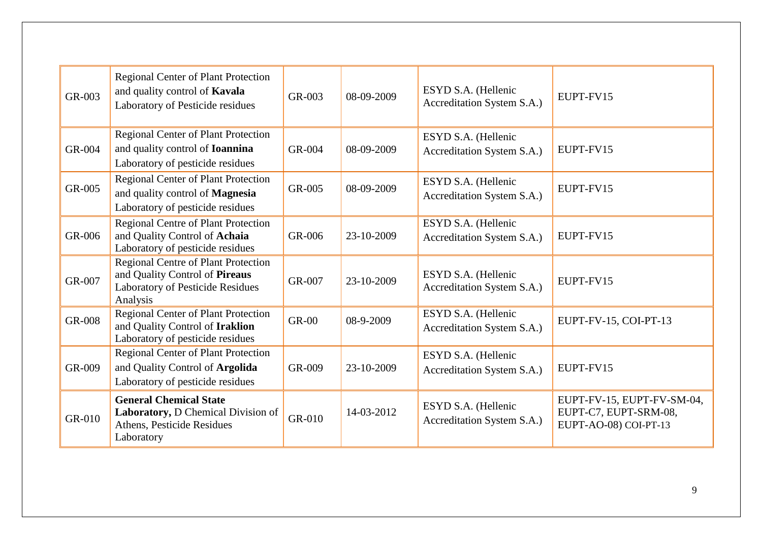| | | | | | |
|---|---|---|---|---|---|
| GR-003 | Regional Center of Plant Protection and quality control of **Kavala** Laboratory of Pesticide residues | GR-003 | 08-09-2009 | ESYD S.A. (Hellenic Accreditation System S.A.) | EUPT-FV15 |
| GR-004 | Regional Center of Plant Protection and quality control of **Ioannina** Laboratory of pesticide residues | GR-004 | 08-09-2009 | ESYD S.A. (Hellenic Accreditation System S.A.) | EUPT-FV15 |
| GR-005 | Regional Center of Plant Protection and quality control of **Magnesia** Laboratory of pesticide residues | GR-005 | 08-09-2009 | ESYD S.A. (Hellenic Accreditation System S.A.) | EUPT-FV15 |
| GR-006 | Regional Centre of Plant Protection and Quality Control of **Achaia** Laboratory of pesticide residues | GR-006 | 23-10-2009 | ESYD S.A. (Hellenic Accreditation System S.A.) | EUPT-FV15 |
| GR-007 | Regional Centre of Plant Protection and Quality Control of **Pireaus** Laboratory of Pesticide Residues Analysis | GR-007 | 23-10-2009 | ESYD S.A. (Hellenic Accreditation System S.A.) | EUPT-FV15 |
| GR-008 | Regional Center of Plant Protection and Quality Control of **Iraklion** Laboratory of pesticide residues | GR-00 | 08-9-2009 | ESYD S.A. (Hellenic Accreditation System S.A.) | EUPT-FV-15, COI-PT-13 |
| GR-009 | Regional Center of Plant Protection and Quality Control of **Argolida** Laboratory of pesticide residues | GR-009 | 23-10-2009 | ESYD S.A. (Hellenic Accreditation System S.A.) | EUPT-FV15 |
| GR-010 | **General Chemical State Laboratory,** D Chemical Division of Athens, Pesticide Residues Laboratory | GR-010 | 14-03-2012 | ESYD S.A. (Hellenic Accreditation System S.A.) | EUPT-FV-15, EUPT-FV-SM-04, EUPT-C7, EUPT-SRM-08, EUPT-AO-08) COI-PT-13 |